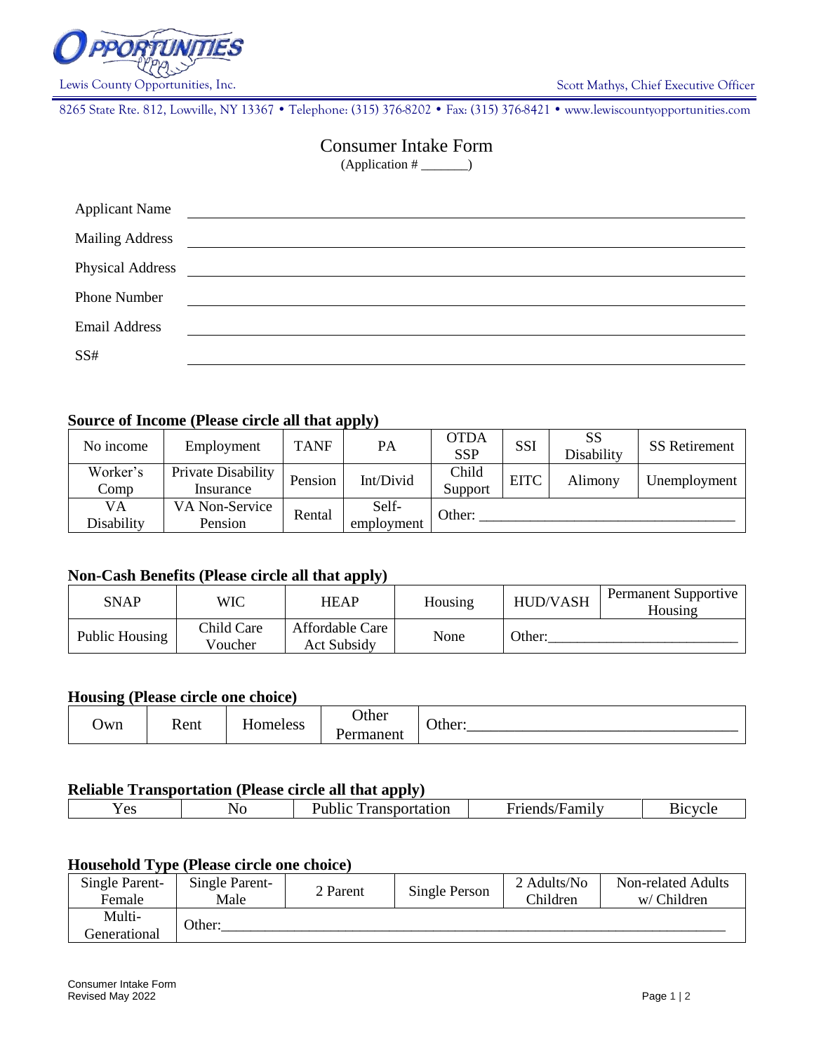Lewis County Opportunities, Inc.

Scott Mathys, Chief Executive Officer

8265 State Rte. 812, Lowville, NY 13367 • Telephone: (315) 376-8202 • Fax: (315) 376-8421 • www.lewiscountyopportunities.com

# Consumer Intake Form

(Application # _______)

Applicant Name ____________________

Mailing Address ____________________

Physical Address ____________________

Phone Number ____________________

Email Address ____________________

SS# ____________________

### Source of Income (Please circle all that apply)

| No income | Employment | TANF | PA | OTDA SSP | SSI | SS Disability | SS Retirement |
|---|---|---|---|---|---|---|---|
| Worker's Comp | Private Disability Insurance | Pension | Int/Divid | Child Support | EITC | Alimony | Unemployment |
| VA Disability | VA Non-Service Pension | Rental | Self-employment | Other: ____________________ | | | |

### Non-Cash Benefits (Please circle all that apply)

| SNAP | WIC | HEAP | Housing | HUD/VASH | Permanent Supportive Housing |
|---|---|---|---|---|---|
| Public Housing | Child Care Voucher | Affordable Care Act Subsidy | None | Other:____________________ | |

### Housing (Please circle one choice)

| Own | Rent | Homeless | Other Permanent | Other:____________________ |
|---|---|---|---|---|

### Reliable Transportation (Please circle all that apply)

| Yes | No | Public Transportation | Friends/Family | Bicycle |
|---|---|---|---|---|

### Household Type (Please circle one choice)

| Single Parent-Female | Single Parent-Male | 2 Parent | Single Person | 2 Adults/No Children | Non-related Adults w/ Children |
|---|---|---|---|---|---|
| Multi-Generational | Other:____________________ | | | | |

Consumer Intake Form
Revised May 2022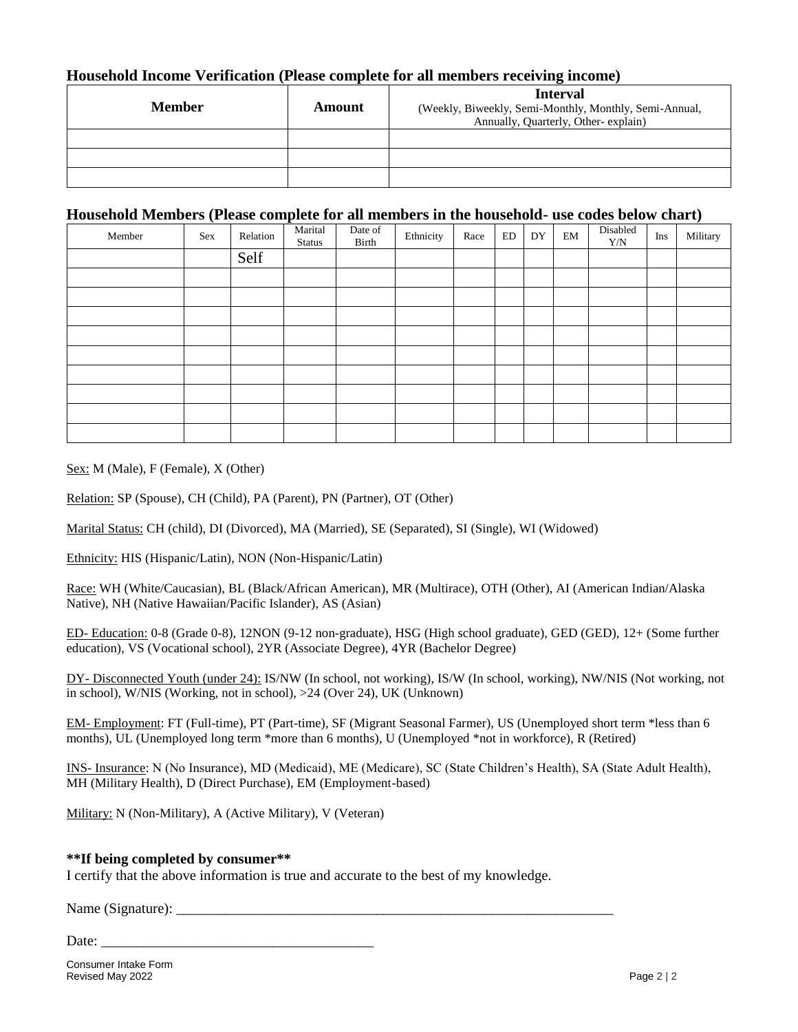## Household Income Verification (Please complete for all members receiving income)

| Member | Amount | Interval<br>(Weekly, Biweekly, Semi-Monthly, Monthly, Semi-Annual, Annually, Quarterly, Other- explain) |
|---|---|---|
| | | |
| | | |
| | | |

## Household Members (Please complete for all members in the household- use codes below chart)

| Member | Sex | Relation | Marital Status | Date of Birth | Ethnicity | Race | ED | DY | EM | Disabled Y/N | Ins | Military |
|---|---|---|---|---|---|---|---|---|---|---|---|---|
| | | Self | | | | | | | | | | |
| | | | | | | | | | | | | |
| | | | | | | | | | | | | |
| | | | | | | | | | | | | |
| | | | | | | | | | | | | |
| | | | | | | | | | | | | |
| | | | | | | | | | | | | |
| | | | | | | | | | | | | |
| | | | | | | | | | | | | |
| | | | | | | | | | | | | |

Sex: M (Male), F (Female), X (Other)

Relation: SP (Spouse), CH (Child), PA (Parent), PN (Partner), OT (Other)

Marital Status: CH (child), DI (Divorced), MA (Married), SE (Separated), SI (Single), WI (Widowed)

Ethnicity: HIS (Hispanic/Latin), NON (Non-Hispanic/Latin)

Race: WH (White/Caucasian), BL (Black/African American), MR (Multirace), OTH (Other), AI (American Indian/Alaska Native), NH (Native Hawaiian/Pacific Islander), AS (Asian)

ED- Education: 0-8 (Grade 0-8), 12NON (9-12 non-graduate), HSG (High school graduate), GED (GED), 12+ (Some further education), VS (Vocational school), 2YR (Associate Degree), 4YR (Bachelor Degree)

DY- Disconnected Youth (under 24): IS/NW (In school, not working), IS/W (In school, working), NW/NIS (Not working, not in school), W/NIS (Working, not in school), >24 (Over 24), UK (Unknown)

EM- Employment: FT (Full-time), PT (Part-time), SF (Migrant Seasonal Farmer), US (Unemployed short term *less than 6 months), UL (Unemployed long term *more than 6 months), U (Unemployed *not in workforce), R (Retired)

INS- Insurance: N (No Insurance), MD (Medicaid), ME (Medicare), SC (State Children's Health), SA (State Adult Health), MH (Military Health), D (Direct Purchase), EM (Employment-based)

Military: N (Non-Military), A (Active Military), V (Veteran)

**\*\*If being completed by consumer\*\***

I certify that the above information is true and accurate to the best of my knowledge.

Name (Signature): ______________________________________________________________

Date: _______________________________________

Consumer Intake Form
Revised May 2022